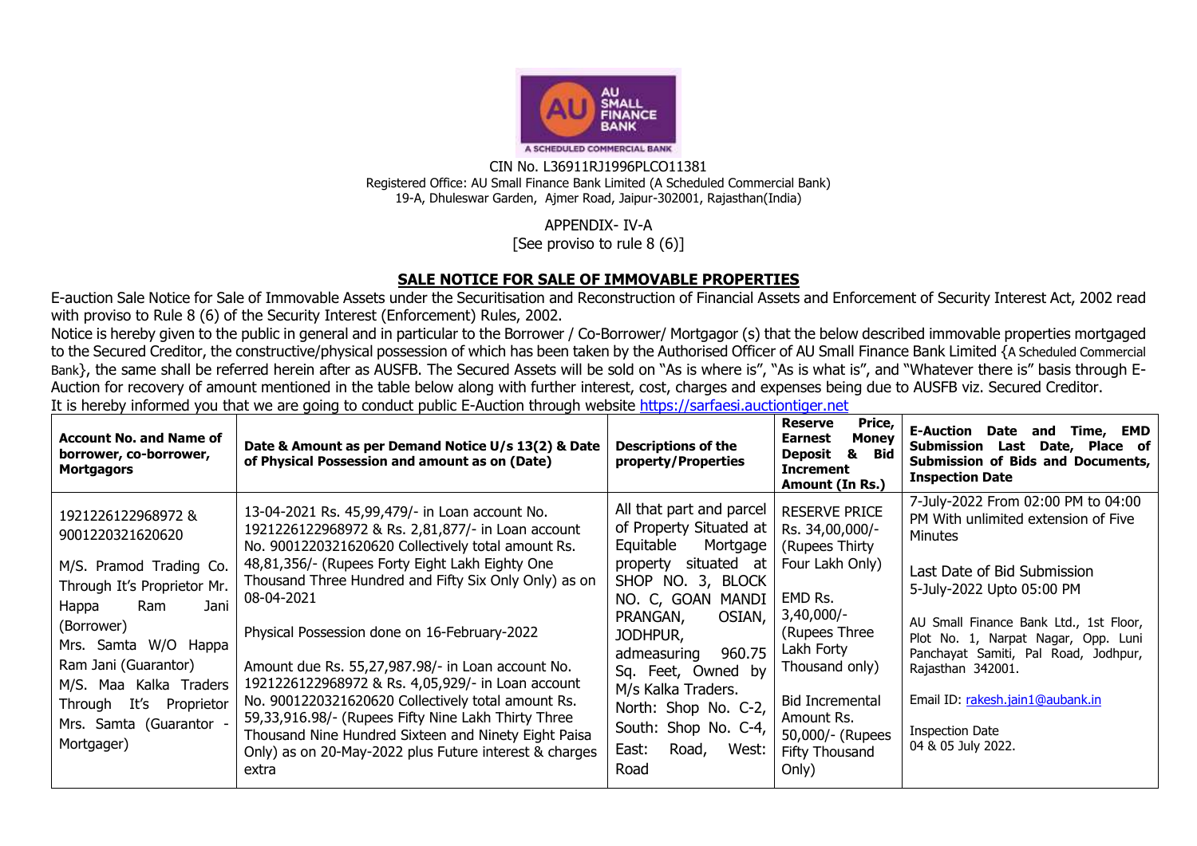CIN No. L36911RJ1996PLCO11381
Registered Office: AU Small Finance Bank Limited (A Scheduled Commercial Bank)
19-A, Dhuleswar Garden, Ajmer Road, Jaipur-302001, Rajasthan(India)

APPENDIX- IV-A
[See proviso to rule 8 (6)]

## SALE NOTICE FOR SALE OF IMMOVABLE PROPERTIES

E-auction Sale Notice for Sale of Immovable Assets under the Securitisation and Reconstruction of Financial Assets and Enforcement of Security Interest Act, 2002 read with proviso to Rule 8 (6) of the Security Interest (Enforcement) Rules, 2002.

Notice is hereby given to the public in general and in particular to the Borrower / Co-Borrower/ Mortgagor (s) that the below described immovable properties mortgaged to the Secured Creditor, the constructive/physical possession of which has been taken by the Authorised Officer of AU Small Finance Bank Limited {A Scheduled Commercial Bank}, the same shall be referred herein after as AUSFB. The Secured Assets will be sold on "As is where is", "As is what is", and "Whatever there is" basis through E-Auction for recovery of amount mentioned in the table below along with further interest, cost, charges and expenses being due to AUSFB viz. Secured Creditor.

It is hereby informed you that we are going to conduct public E-Auction through website https://sarfaesi.auctiontiger.net

| Account No. and Name of borrower, co-borrower, Mortgagors | Date & Amount as per Demand Notice U/s 13(2) & Date of Physical Possession and amount as on (Date) | Descriptions of the property/Properties | Reserve Price, Earnest Money Deposit & Bid Increment Amount (In Rs.) | E-Auction Date and Time, EMD Submission Last Date, Place of Submission of Bids and Documents, Inspection Date |
|---|---|---|---|---|
| 1921226122968972 & 9001220321620620<br><br>M/S. Pramod Trading Co. Through It's Proprietor Mr. Happa Ram Jani (Borrower)<br>Mrs. Samta W/O Happa Ram Jani (Guarantor)<br>M/S. Maa Kalka Traders Through It's Proprietor Mrs. Samta (Guarantor - Mortgager) | 13-04-2021 Rs. 45,99,479/- in Loan account No. 1921226122968972 & Rs. 2,81,877/- in Loan account No. 9001220321620620 Collectively total amount Rs. 48,81,356/- (Rupees Forty Eight Lakh Eighty One Thousand Three Hundred and Fifty Six Only) as on 08-04-2021<br><br>Physical Possession done on 16-February-2022<br><br>Amount due Rs. 55,27,987.98/- in Loan account No. 1921226122968972 & Rs. 4,05,929/- in Loan account No. 9001220321620620 Collectively total amount Rs. 59,33,916.98/- (Rupees Fifty Nine Lakh Thirty Three Thousand Nine Hundred Sixteen and Ninety Eight Paisa Only) as on 20-May-2022 plus Future interest & charges extra | All that part and parcel of Property Situated at Equitable Mortgage property situated at SHOP NO. 3, BLOCK NO. C, GOAN MANDI PRANGAN, OSIAN, JODHPUR, admeasuring 960.75 Sq. Feet, Owned by M/s Kalka Traders. North: Shop No. C-2, South: Shop No. C-4, East: Road, West: Road | RESERVE PRICE Rs. 34,00,000/- (Rupees Thirty Four Lakh Only)<br><br>EMD Rs. 3,40,000/- (Rupees Three Lakh Forty Thousand only)<br><br>Bid Incremental Amount Rs. 50,000/- (Rupees Fifty Thousand Only) | 7-July-2022 From 02:00 PM to 04:00 PM With unlimited extension of Five Minutes<br><br>Last Date of Bid Submission 5-July-2022 Upto 05:00 PM<br><br>AU Small Finance Bank Ltd., 1st Floor, Plot No. 1, Narpat Nagar, Opp. Luni Panchayat Samiti, Pal Road, Jodhpur, Rajasthan 342001.<br><br>Email ID: rakesh.jain1@aubank.in<br><br>Inspection Date 04 & 05 July 2022. |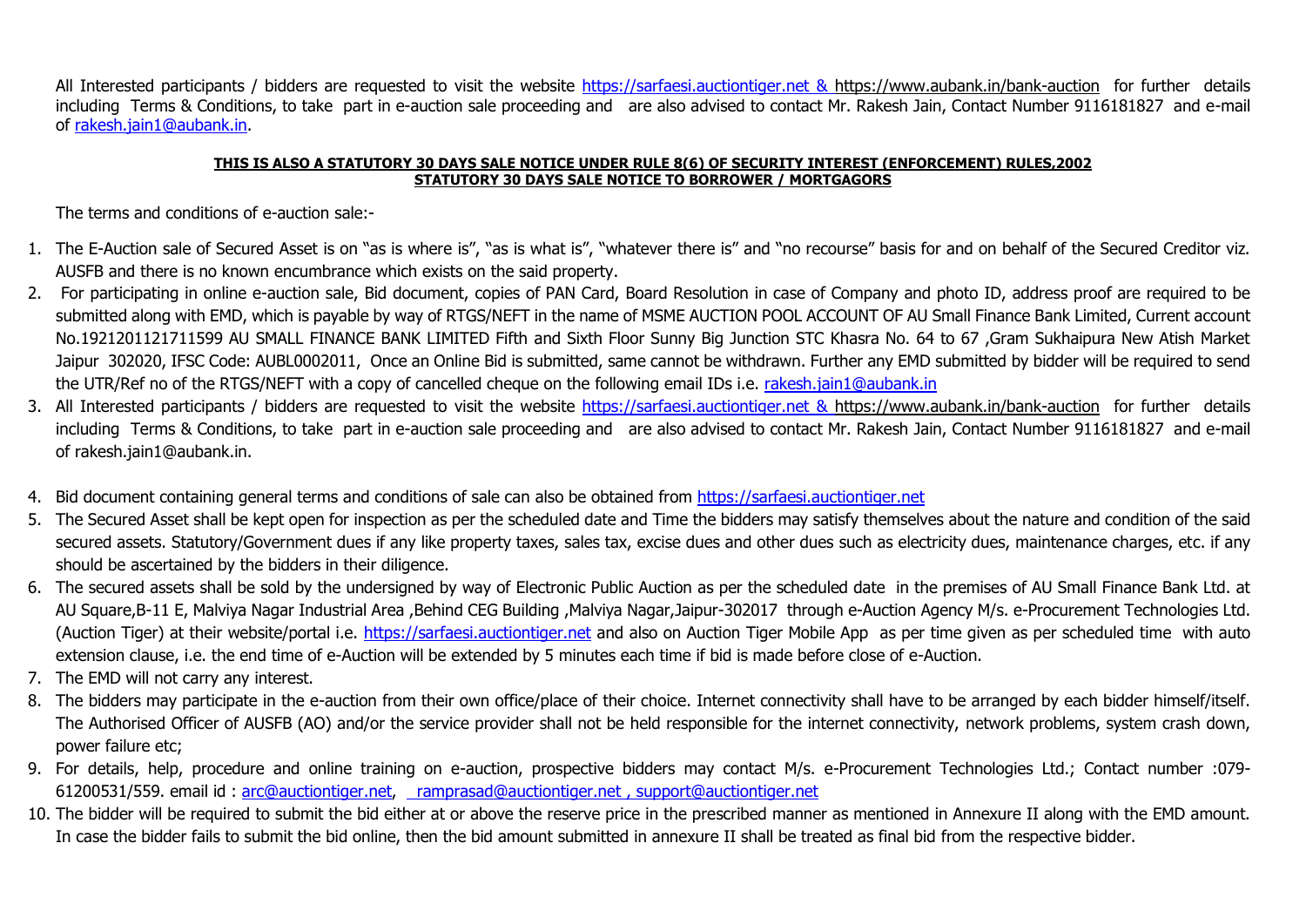All Interested participants / bidders are requested to visit the website https://sarfaesi.auctiontiger.net & https://www.aubank.in/bank-auction for further details including Terms & Conditions, to take part in e-auction sale proceeding and are also advised to contact Mr. Rakesh Jain, Contact Number 9116181827 and e-mail of rakesh.jain1@aubank.in.

**THIS IS ALSO A STATUTORY 30 DAYS SALE NOTICE UNDER RULE 8(6) OF SECURITY INTEREST (ENFORCEMENT) RULES,2002**
**STATUTORY 30 DAYS SALE NOTICE TO BORROWER / MORTGAGORS**

The terms and conditions of e-auction sale:-

1. The E-Auction sale of Secured Asset is on "as is where is", "as is what is", "whatever there is" and "no recourse" basis for and on behalf of the Secured Creditor viz. AUSFB and there is no known encumbrance which exists on the said property.
2. For participating in online e-auction sale, Bid document, copies of PAN Card, Board Resolution in case of Company and photo ID, address proof are required to be submitted along with EMD, which is payable by way of RTGS/NEFT in the name of MSME AUCTION POOL ACCOUNT OF AU Small Finance Bank Limited, Current account No.1921201121711599 AU SMALL FINANCE BANK LIMITED Fifth and Sixth Floor Sunny Big Junction STC Khasra No. 64 to 67 ,Gram Sukhaipura New Atish Market Jaipur 302020, IFSC Code: AUBL0002011, Once an Online Bid is submitted, same cannot be withdrawn. Further any EMD submitted by bidder will be required to send the UTR/Ref no of the RTGS/NEFT with a copy of cancelled cheque on the following email IDs i.e. rakesh.jain1@aubank.in
3. All Interested participants / bidders are requested to visit the website https://sarfaesi.auctiontiger.net & https://www.aubank.in/bank-auction for further details including Terms & Conditions, to take part in e-auction sale proceeding and are also advised to contact Mr. Rakesh Jain, Contact Number 9116181827 and e-mail of rakesh.jain1@aubank.in.
4. Bid document containing general terms and conditions of sale can also be obtained from https://sarfaesi.auctiontiger.net
5. The Secured Asset shall be kept open for inspection as per the scheduled date and Time the bidders may satisfy themselves about the nature and condition of the said secured assets. Statutory/Government dues if any like property taxes, sales tax, excise dues and other dues such as electricity dues, maintenance charges, etc. if any should be ascertained by the bidders in their diligence.
6. The secured assets shall be sold by the undersigned by way of Electronic Public Auction as per the scheduled date in the premises of AU Small Finance Bank Ltd. at AU Square,B-11 E, Malviya Nagar Industrial Area ,Behind CEG Building ,Malviya Nagar,Jaipur-302017 through e-Auction Agency M/s. e-Procurement Technologies Ltd. (Auction Tiger) at their website/portal i.e. https://sarfaesi.auctiontiger.net and also on Auction Tiger Mobile App as per time given as per scheduled time with auto extension clause, i.e. the end time of e-Auction will be extended by 5 minutes each time if bid is made before close of e-Auction.
7. The EMD will not carry any interest.
8. The bidders may participate in the e-auction from their own office/place of their choice. Internet connectivity shall have to be arranged by each bidder himself/itself. The Authorised Officer of AUSFB (AO) and/or the service provider shall not be held responsible for the internet connectivity, network problems, system crash down, power failure etc;
9. For details, help, procedure and online training on e-auction, prospective bidders may contact M/s. e-Procurement Technologies Ltd.; Contact number :079-61200531/559. email id : arc@auctiontiger.net, ramprasad@auctiontiger.net , support@auctiontiger.net
10. The bidder will be required to submit the bid either at or above the reserve price in the prescribed manner as mentioned in Annexure II along with the EMD amount. In case the bidder fails to submit the bid online, then the bid amount submitted in annexure II shall be treated as final bid from the respective bidder.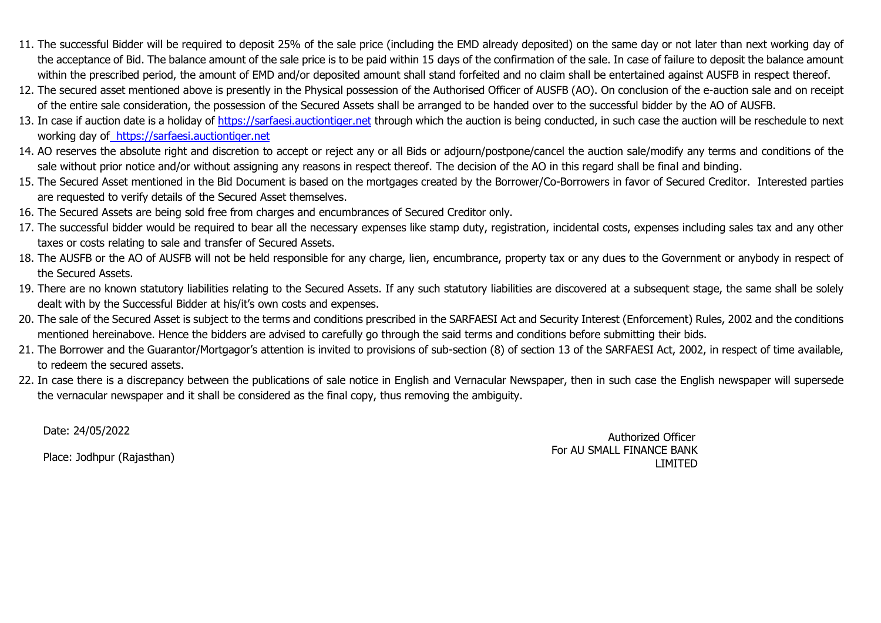11. The successful Bidder will be required to deposit 25% of the sale price (including the EMD already deposited) on the same day or not later than next working day of the acceptance of Bid. The balance amount of the sale price is to be paid within 15 days of the confirmation of the sale. In case of failure to deposit the balance amount within the prescribed period, the amount of EMD and/or deposited amount shall stand forfeited and no claim shall be entertained against AUSFB in respect thereof.
12. The secured asset mentioned above is presently in the Physical possession of the Authorised Officer of AUSFB (AO). On conclusion of the e-auction sale and on receipt of the entire sale consideration, the possession of the Secured Assets shall be arranged to be handed over to the successful bidder by the AO of AUSFB.
13. In case if auction date is a holiday of https://sarfaesi.auctiontiger.net through which the auction is being conducted, in such case the auction will be reschedule to next working day of https://sarfaesi.auctiontiger.net
14. AO reserves the absolute right and discretion to accept or reject any or all Bids or adjourn/postpone/cancel the auction sale/modify any terms and conditions of the sale without prior notice and/or without assigning any reasons in respect thereof. The decision of the AO in this regard shall be final and binding.
15. The Secured Asset mentioned in the Bid Document is based on the mortgages created by the Borrower/Co-Borrowers in favor of Secured Creditor. Interested parties are requested to verify details of the Secured Asset themselves.
16. The Secured Assets are being sold free from charges and encumbrances of Secured Creditor only.
17. The successful bidder would be required to bear all the necessary expenses like stamp duty, registration, incidental costs, expenses including sales tax and any other taxes or costs relating to sale and transfer of Secured Assets.
18. The AUSFB or the AO of AUSFB will not be held responsible for any charge, lien, encumbrance, property tax or any dues to the Government or anybody in respect of the Secured Assets.
19. There are no known statutory liabilities relating to the Secured Assets. If any such statutory liabilities are discovered at a subsequent stage, the same shall be solely dealt with by the Successful Bidder at his/it's own costs and expenses.
20. The sale of the Secured Asset is subject to the terms and conditions prescribed in the SARFAESI Act and Security Interest (Enforcement) Rules, 2002 and the conditions mentioned hereinabove. Hence the bidders are advised to carefully go through the said terms and conditions before submitting their bids.
21. The Borrower and the Guarantor/Mortgagor's attention is invited to provisions of sub-section (8) of section 13 of the SARFAESI Act, 2002, in respect of time available, to redeem the secured assets.
22. In case there is a discrepancy between the publications of sale notice in English and Vernacular Newspaper, then in such case the English newspaper will supersede the vernacular newspaper and it shall be considered as the final copy, thus removing the ambiguity.

Date: 24/05/2022

Place: Jodhpur (Rajasthan)

Authorized Officer
For AU SMALL FINANCE BANK LIMITED